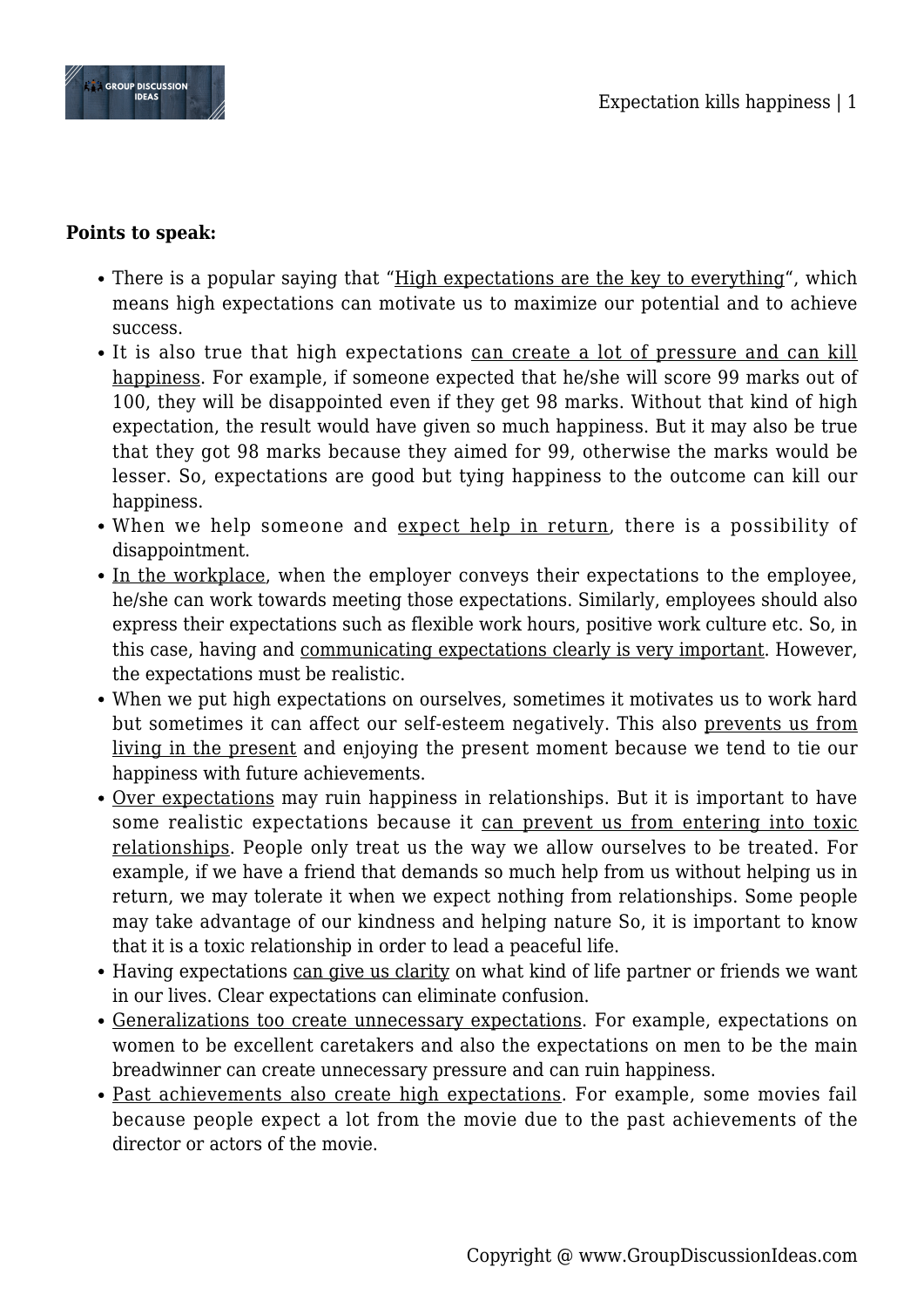**Points to speak:**

- There is a popular saying that "High expectations are the key to everything", which means high expectations can motivate us to maximize our potential and to achieve success.
- It is also true that high expectations can create a lot of pressure and can kill happiness. For example, if someone expected that he/she will score 99 marks out of 100, they will be disappointed even if they get 98 marks. Without that kind of high expectation, the result would have given so much happiness. But it may also be true that they got 98 marks because they aimed for 99, otherwise the marks would be lesser. So, expectations are good but tying happiness to the outcome can kill our happiness.
- When we help someone and expect help in return, there is a possibility of disappointment.
- In the workplace, when the employer conveys their expectations to the employee, he/she can work towards meeting those expectations. Similarly, employees should also express their expectations such as flexible work hours, positive work culture etc. So, in this case, having and communicating expectations clearly is very important. However, the expectations must be realistic.
- When we put high expectations on ourselves, sometimes it motivates us to work hard but sometimes it can affect our self-esteem negatively. This also prevents us from living in the present and enjoying the present moment because we tend to tie our happiness with future achievements.
- Over expectations may ruin happiness in relationships. But it is important to have some realistic expectations because it can prevent us from entering into toxic relationships. People only treat us the way we allow ourselves to be treated. For example, if we have a friend that demands so much help from us without helping us in return, we may tolerate it when we expect nothing from relationships. Some people may take advantage of our kindness and helping nature So, it is important to know that it is a toxic relationship in order to lead a peaceful life.
- Having expectations can give us clarity on what kind of life partner or friends we want in our lives. Clear expectations can eliminate confusion.
- Generalizations too create unnecessary expectations. For example, expectations on women to be excellent caretakers and also the expectations on men to be the main breadwinner can create unnecessary pressure and can ruin happiness.
- Past achievements also create high expectations. For example, some movies fail because people expect a lot from the movie due to the past achievements of the director or actors of the movie.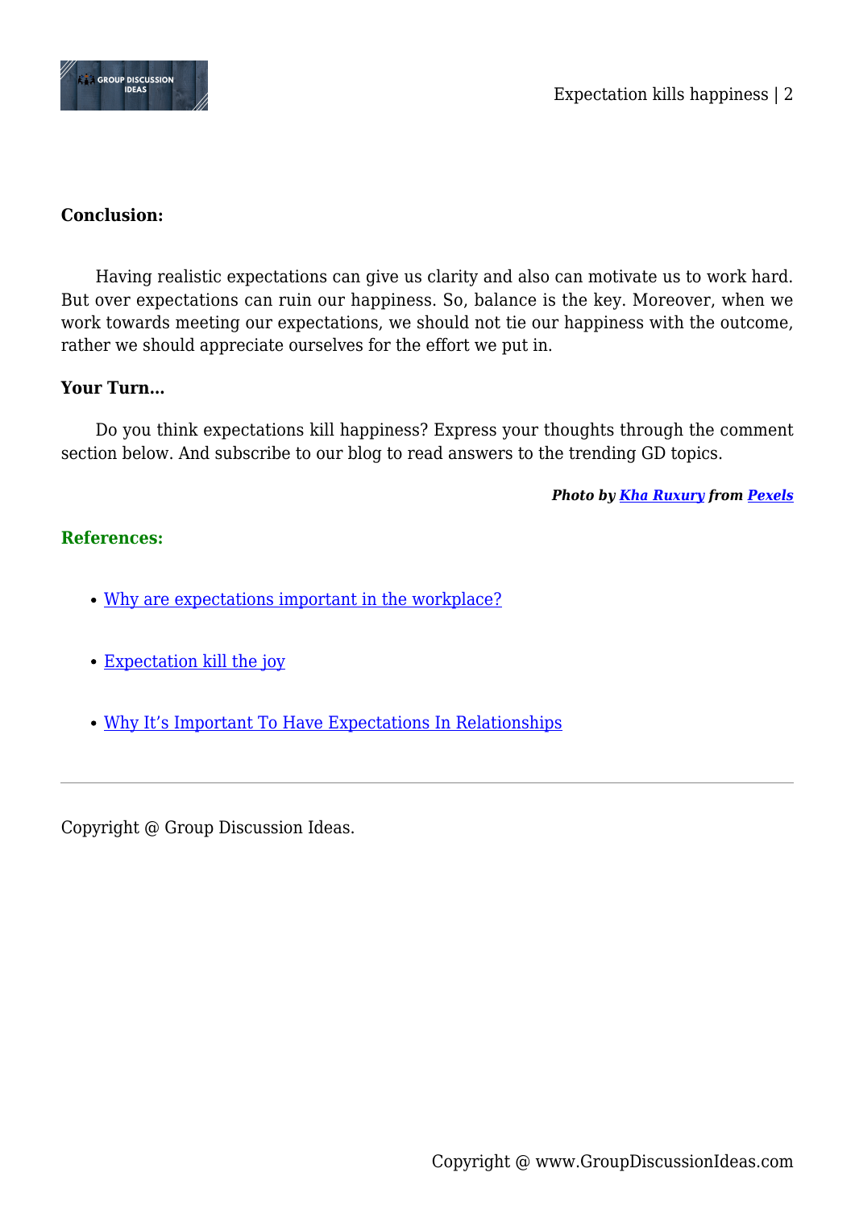**Conclusion:**

Having realistic expectations can give us clarity and also can motivate us to work hard. But over expectations can ruin our happiness. So, balance is the key. Moreover, when we work towards meeting our expectations, we should not tie our happiness with the outcome, rather we should appreciate ourselves for the effort we put in.

**Your Turn…**

Do you think expectations kill happiness? Express your thoughts through the comment section below. And subscribe to our blog to read answers to the trending GD topics.

***Photo by Kha Ruxury from Pexels***

## References:

- Why are expectations important in the workplace?
- Expectation kill the joy
- Why It's Important To Have Expectations In Relationships

---

Copyright @ Group Discussion Ideas.